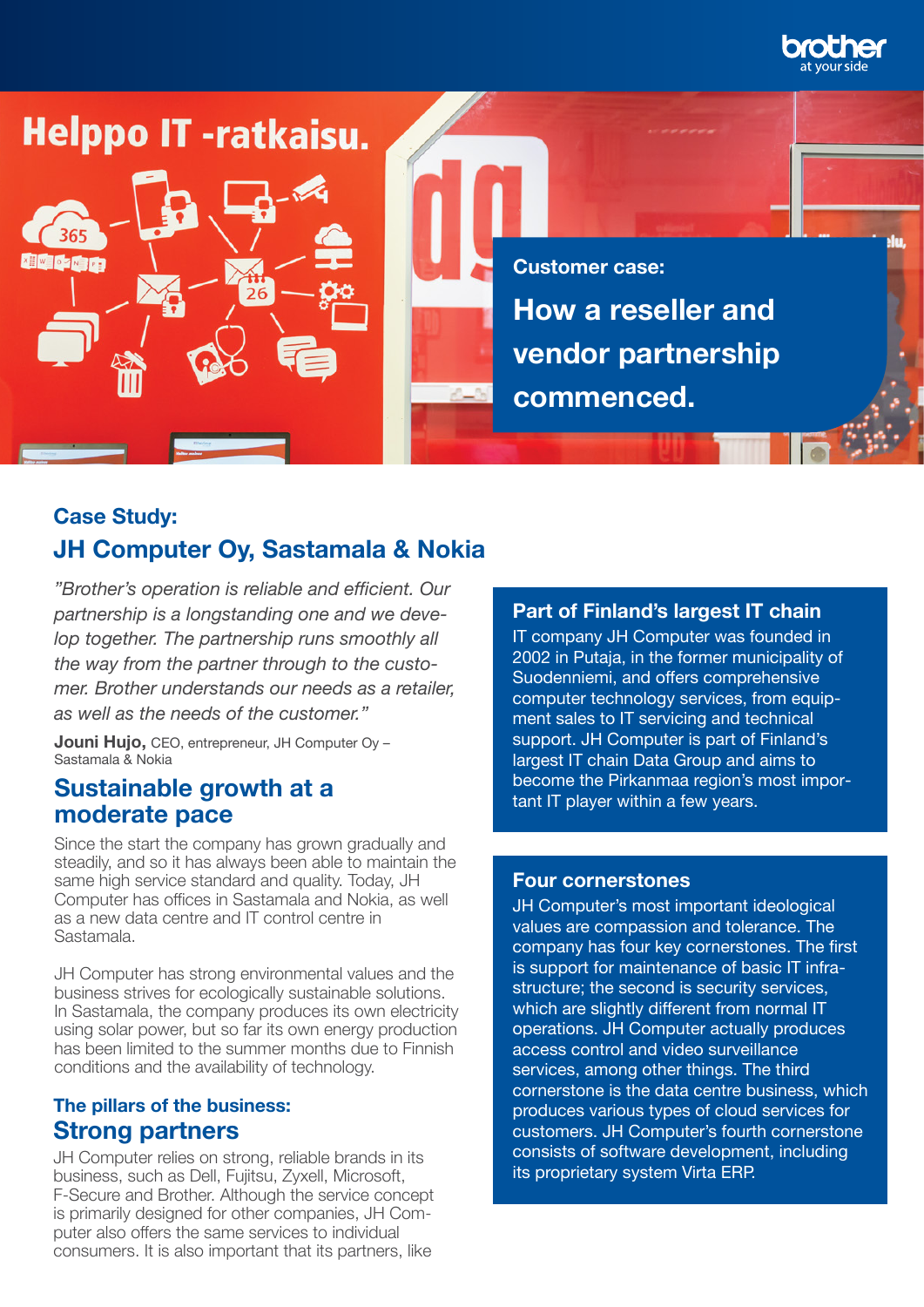Helppo IT -ratkaisu.

**Customer case:**

# How a reseller and vendor partnership commenced.

## Case Study:
## JH Computer Oy, Sastamala & Nokia

*"Brother's operation is reliable and efficient. Our partnership is a longstanding one and we develop together. The partnership runs smoothly all the way from the partner through to the customer. Brother understands our needs as a retailer, as well as the needs of the customer."*

**Jouni Hujo,** CEO, entrepreneur, JH Computer Oy – Sastamala & Nokia

## Sustainable growth at a moderate pace

Since the start the company has grown gradually and steadily, and so it has always been able to maintain the same high service standard and quality. Today, JH Computer has offices in Sastamala and Nokia, as well as a new data centre and IT control centre in Sastamala.

JH Computer has strong environmental values and the business strives for ecologically sustainable solutions. In Sastamala, the company produces its own electricity using solar power, but so far its own energy production has been limited to the summer months due to Finnish conditions and the availability of technology.

### The pillars of the business:
## Strong partners

JH Computer relies on strong, reliable brands in its business, such as Dell, Fujitsu, Zyxell, Microsoft, F-Secure and Brother. Although the service concept is primarily designed for other companies, JH Computer also offers the same services to individual consumers. It is also important that its partners, like

### Part of Finland's largest IT chain

IT company JH Computer was founded in 2002 in Putaja, in the former municipality of Suodenniemi, and offers comprehensive computer technology services, from equipment sales to IT servicing and technical support. JH Computer is part of Finland's largest IT chain Data Group and aims to become the Pirkanmaa region's most important IT player within a few years.

### Four cornerstones

JH Computer's most important ideological values are compassion and tolerance. The company has four key cornerstones. The first is support for maintenance of basic IT infrastructure; the second is security services, which are slightly different from normal IT operations. JH Computer actually produces access control and video surveillance services, among other things. The third cornerstone is the data centre business, which produces various types of cloud services for customers. JH Computer's fourth cornerstone consists of software development, including its proprietary system Virta ERP.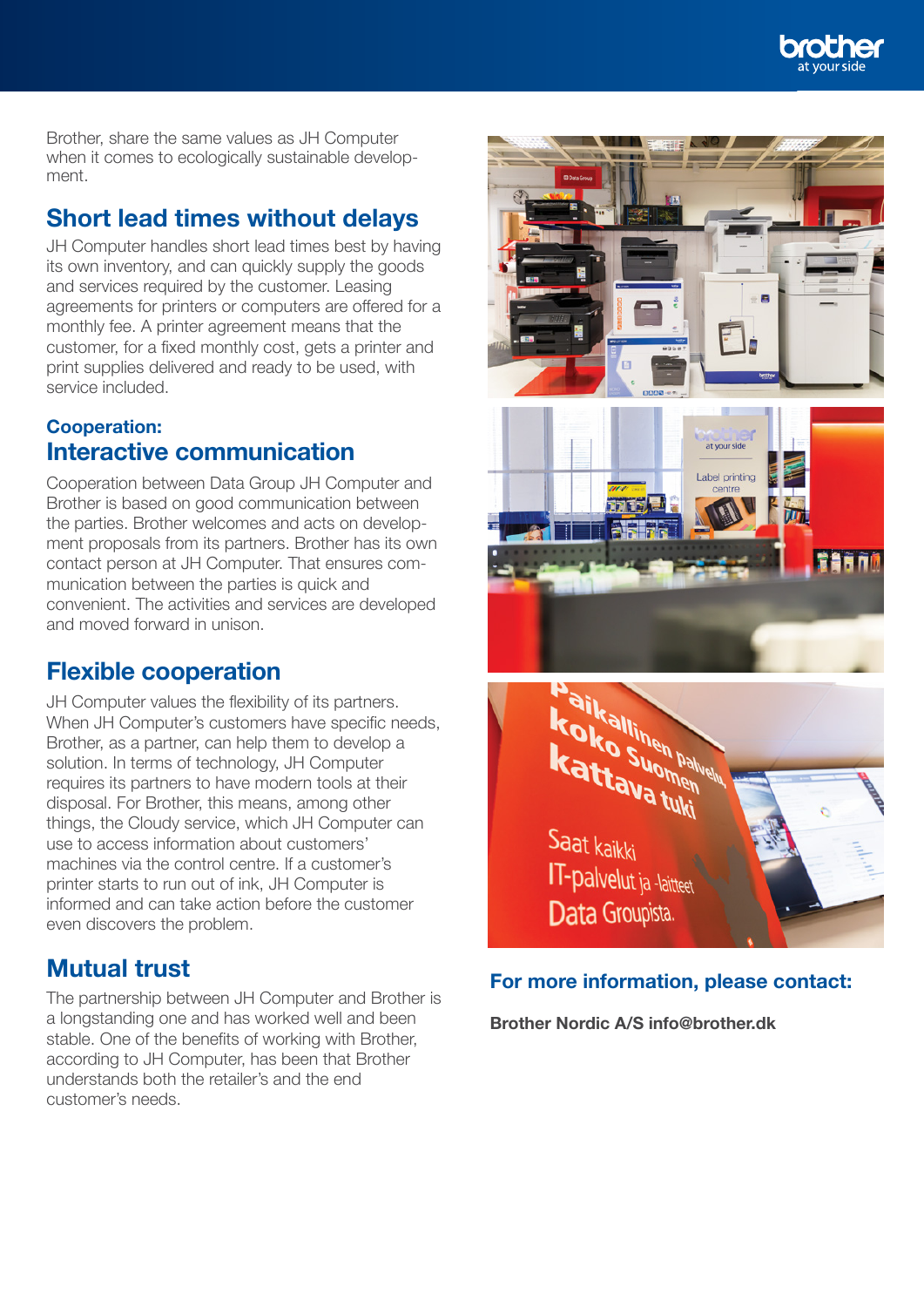Brother, share the same values as JH Computer when it comes to ecologically sustainable development.

## Short lead times without delays

JH Computer handles short lead times best by having its own inventory, and can quickly supply the goods and services required by the customer. Leasing agreements for printers or computers are offered for a monthly fee. A printer agreement means that the customer, for a fixed monthly cost, gets a printer and print supplies delivered and ready to be used, with service included.

### Cooperation:
## Interactive communication

Cooperation between Data Group JH Computer and Brother is based on good communication between the parties. Brother welcomes and acts on development proposals from its partners. Brother has its own contact person at JH Computer. That ensures communication between the parties is quick and convenient. The activities and services are developed and moved forward in unison.

## Flexible cooperation

JH Computer values the flexibility of its partners. When JH Computer's customers have specific needs, Brother, as a partner, can help them to develop a solution. In terms of technology, JH Computer requires its partners to have modern tools at their disposal. For Brother, this means, among other things, the Cloudy service, which JH Computer can use to access information about customers' machines via the control centre. If a customer's printer starts to run out of ink, JH Computer is informed and can take action before the customer even discovers the problem.

## Mutual trust

The partnership between JH Computer and Brother is a longstanding one and has worked well and been stable. One of the benefits of working with Brother, according to JH Computer, has been that Brother understands both the retailer's and the end customer's needs.

### For more information, please contact:

**Brother Nordic A/S info@brother.dk**